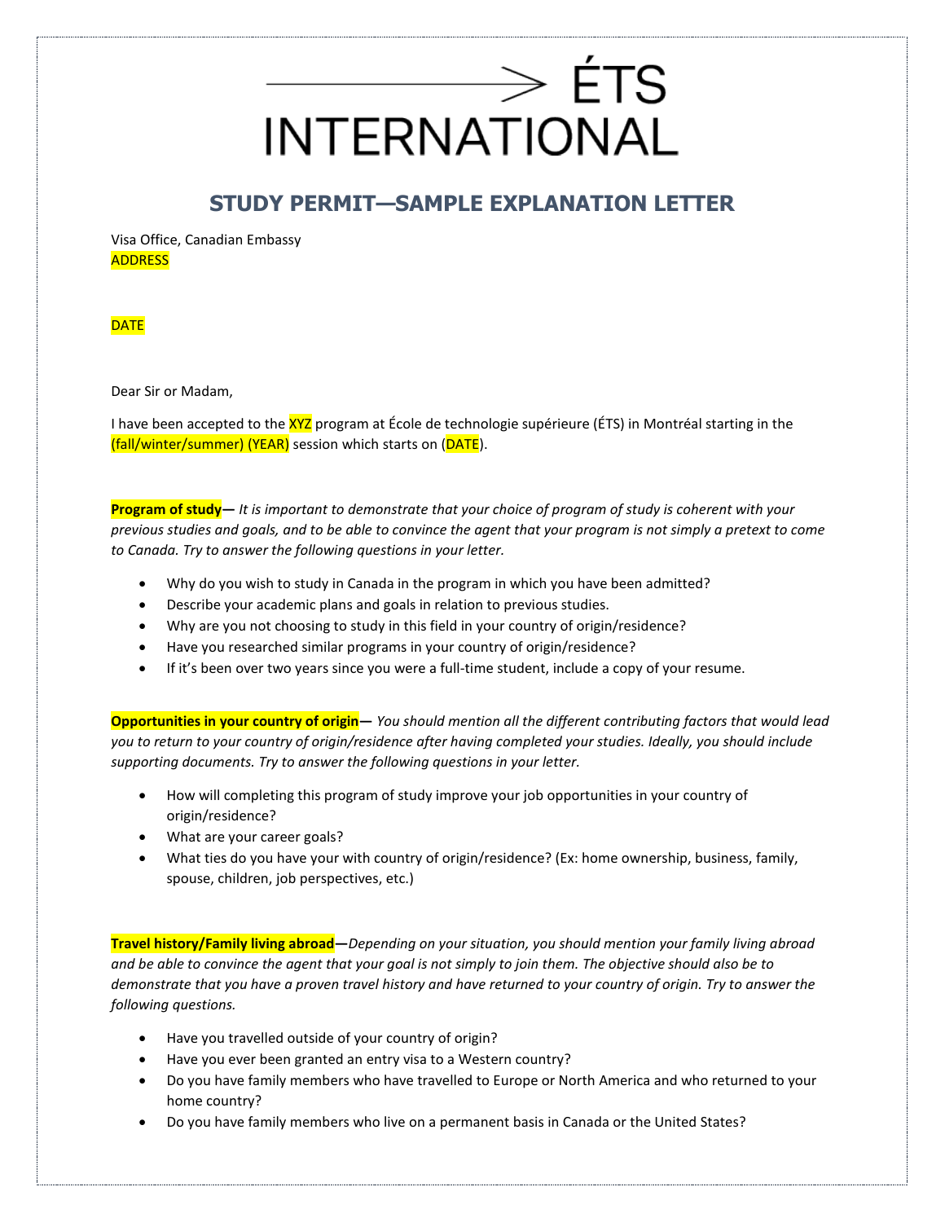# → ÉTS INTERNATIONAL

## STUDY PERMIT—SAMPLE EXPLANATION LETTER

Visa Office, Canadian Embassy
ADDRESS

DATE

Dear Sir or Madam,

I have been accepted to the XYZ program at École de technologie supérieure (ÉTS) in Montréal starting in the (fall/winter/summer) (YEAR) session which starts on (DATE).

**Program of study**— *It is important to demonstrate that your choice of program of study is coherent with your previous studies and goals, and to be able to convince the agent that your program is not simply a pretext to come to Canada. Try to answer the following questions in your letter.*

- Why do you wish to study in Canada in the program in which you have been admitted?
- Describe your academic plans and goals in relation to previous studies.
- Why are you not choosing to study in this field in your country of origin/residence?
- Have you researched similar programs in your country of origin/residence?
- If it's been over two years since you were a full-time student, include a copy of your resume.

**Opportunities in your country of origin**— *You should mention all the different contributing factors that would lead you to return to your country of origin/residence after having completed your studies. Ideally, you should include supporting documents. Try to answer the following questions in your letter.*

- How will completing this program of study improve your job opportunities in your country of origin/residence?
- What are your career goals?
- What ties do you have your with country of origin/residence? (Ex: home ownership, business, family, spouse, children, job perspectives, etc.)

**Travel history/Family living abroad**—*Depending on your situation, you should mention your family living abroad and be able to convince the agent that your goal is not simply to join them. The objective should also be to demonstrate that you have a proven travel history and have returned to your country of origin. Try to answer the following questions.*

- Have you travelled outside of your country of origin?
- Have you ever been granted an entry visa to a Western country?
- Do you have family members who have travelled to Europe or North America and who returned to your home country?
- Do you have family members who live on a permanent basis in Canada or the United States?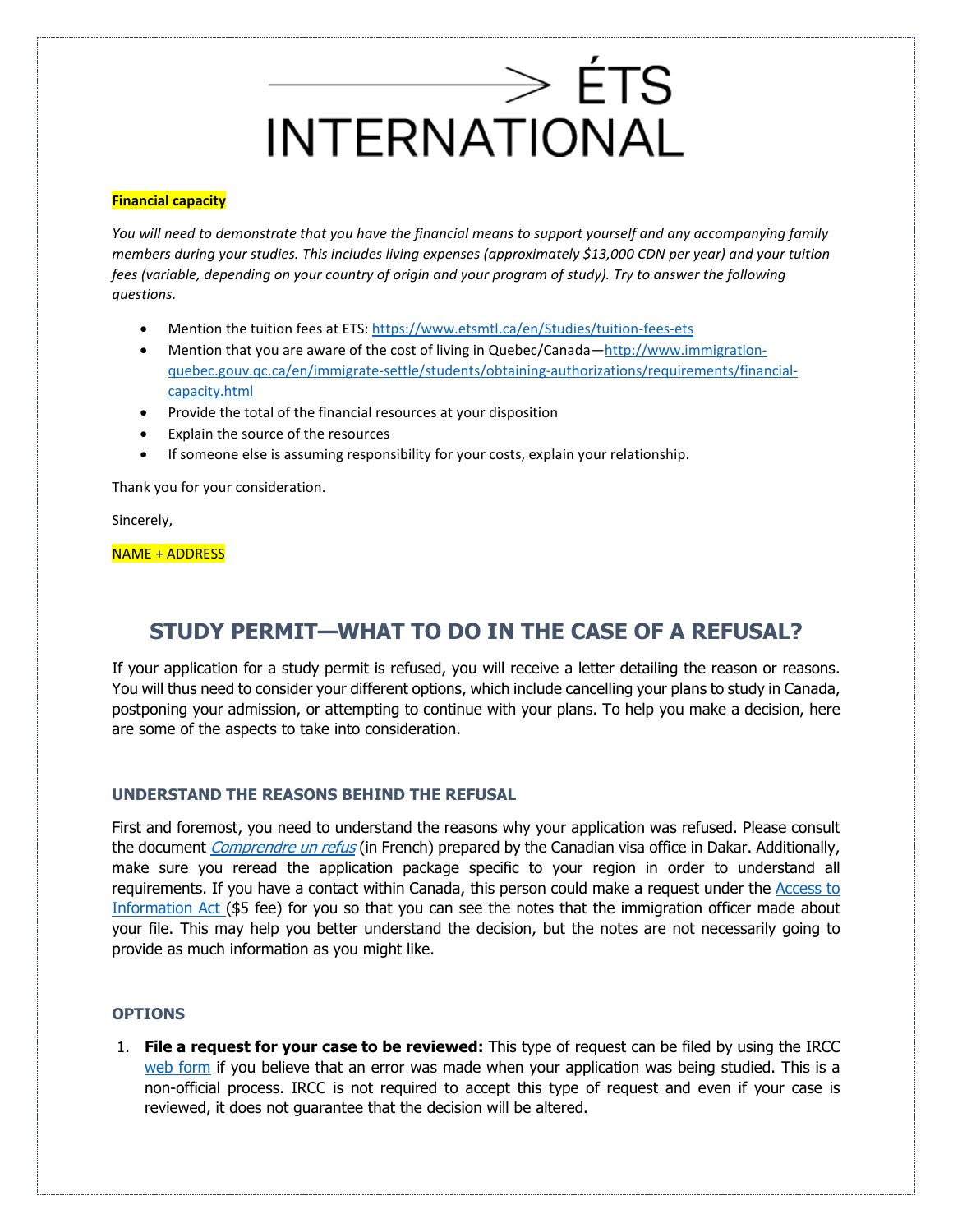**Financial capacity**

*You will need to demonstrate that you have the financial means to support yourself and any accompanying family members during your studies. This includes living expenses (approximately $13,000 CDN per year) and your tuition fees (variable, depending on your country of origin and your program of study). Try to answer the following questions.*

- Mention the tuition fees at ETS: [https://www.etsmtl.ca/en/Studies/tuition-fees-ets](https://www.etsmtl.ca/en/Studies/tuition-fees-ets)
- Mention that you are aware of the cost of living in Quebec/Canada—[http://www.immigration-quebec.gouv.qc.ca/en/immigrate-settle/students/obtaining-authorizations/requirements/financial-capacity.html](http://www.immigration-quebec.gouv.qc.ca/en/immigrate-settle/students/obtaining-authorizations/requirements/financial-capacity.html)
- Provide the total of the financial resources at your disposition
- Explain the source of the resources
- If someone else is assuming responsibility for your costs, explain your relationship.

Thank you for your consideration.

Sincerely,

NAME + ADDRESS

## STUDY PERMIT—WHAT TO DO IN THE CASE OF A REFUSAL?

If your application for a study permit is refused, you will receive a letter detailing the reason or reasons. You will thus need to consider your different options, which include cancelling your plans to study in Canada, postponing your admission, or attempting to continue with your plans. To help you make a decision, here are some of the aspects to take into consideration.

### UNDERSTAND THE REASONS BEHIND THE REFUSAL

First and foremost, you need to understand the reasons why your application was refused. Please consult the document *Comprendre un refus* (in French) prepared by the Canadian visa office in Dakar. Additionally, make sure you reread the application package specific to your region in order to understand all requirements. If you have a contact within Canada, this person could make a request under the Access to Information Act ($5 fee) for you so that you can see the notes that the immigration officer made about your file. This may help you better understand the decision, but the notes are not necessarily going to provide as much information as you might like.

### OPTIONS

1. **File a request for your case to be reviewed:** This type of request can be filed by using the IRCC web form if you believe that an error was made when your application was being studied. This is a non-official process. IRCC is not required to accept this type of request and even if your case is reviewed, it does not guarantee that the decision will be altered.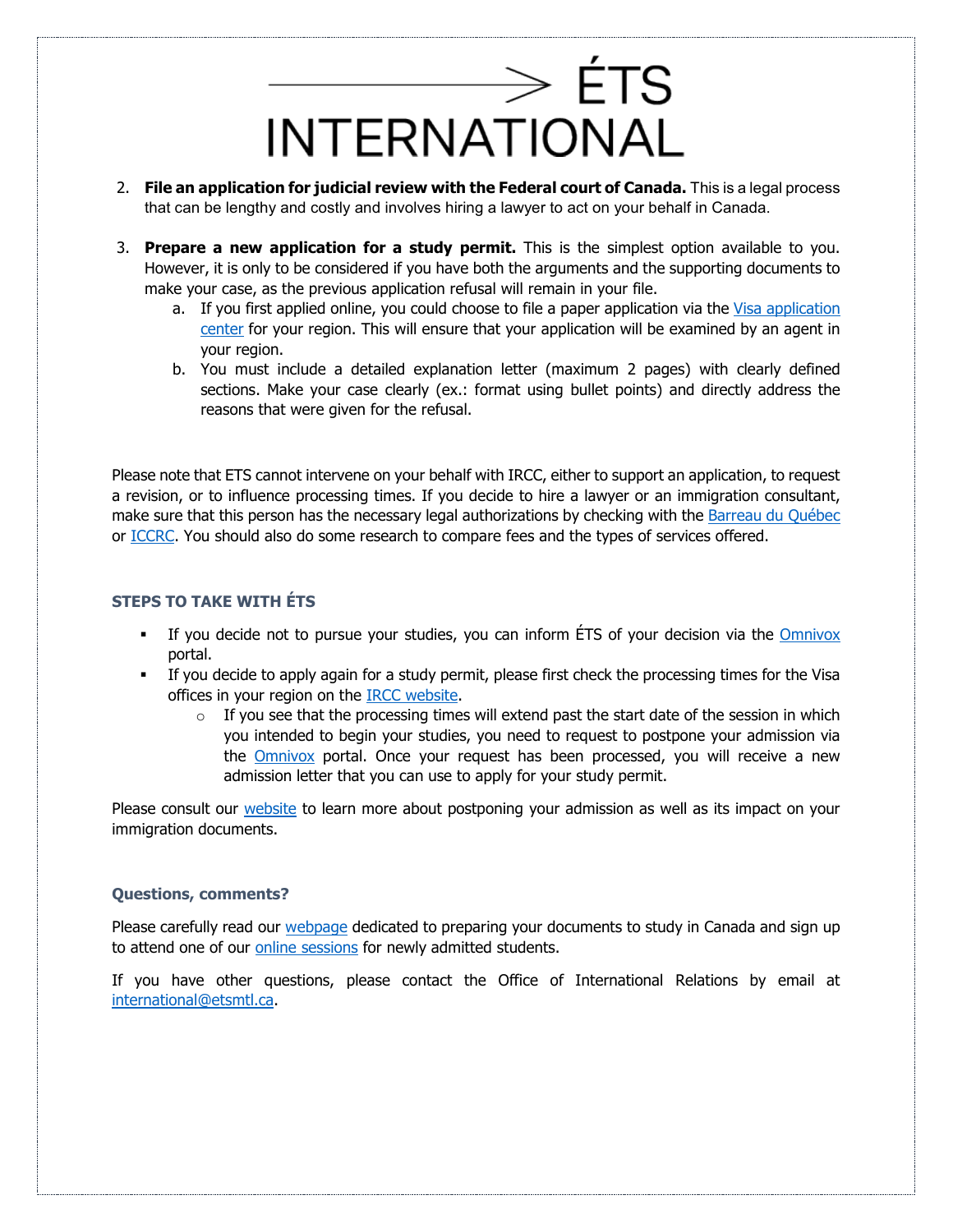2. **File an application for judicial review with the Federal court of Canada.** This is a legal process that can be lengthy and costly and involves hiring a lawyer to act on your behalf in Canada.

3. **Prepare a new application for a study permit.** This is the simplest option available to you. However, it is only to be considered if you have both the arguments and the supporting documents to make your case, as the previous application refusal will remain in your file.
   a. If you first applied online, you could choose to file a paper application via the Visa application center for your region. This will ensure that your application will be examined by an agent in your region.
   b. You must include a detailed explanation letter (maximum 2 pages) with clearly defined sections. Make your case clearly (ex.: format using bullet points) and directly address the reasons that were given for the refusal.

Please note that ETS cannot intervene on your behalf with IRCC, either to support an application, to request a revision, or to influence processing times. If you decide to hire a lawyer or an immigration consultant, make sure that this person has the necessary legal authorizations by checking with the Barreau du Québec or ICCRC. You should also do some research to compare fees and the types of services offered.

### STEPS TO TAKE WITH ÉTS

- If you decide not to pursue your studies, you can inform ÉTS of your decision via the Omnivox portal.
- If you decide to apply again for a study permit, please first check the processing times for the Visa offices in your region on the IRCC website.
  - If you see that the processing times will extend past the start date of the session in which you intended to begin your studies, you need to request to postpone your admission via the Omnivox portal. Once your request has been processed, you will receive a new admission letter that you can use to apply for your study permit.

Please consult our website to learn more about postponing your admission as well as its impact on your immigration documents.

### Questions, comments?

Please carefully read our webpage dedicated to preparing your documents to study in Canada and sign up to attend one of our online sessions for newly admitted students.

If you have other questions, please contact the Office of International Relations by email at international@etsmtl.ca.